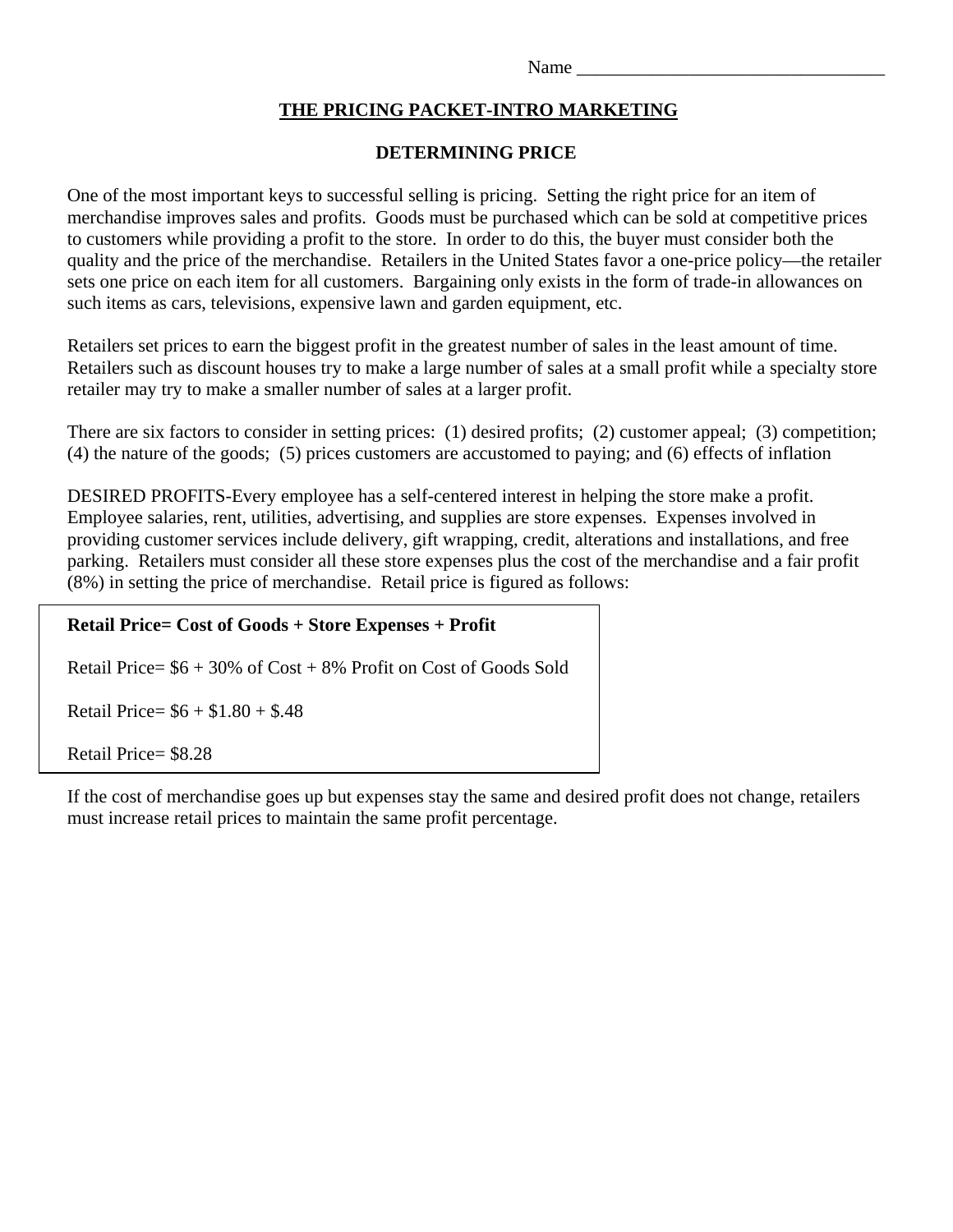Name ________________________________

# THE PRICING PACKET-INTRO MARKETING

## DETERMINING PRICE

One of the most important keys to successful selling is pricing. Setting the right price for an item of merchandise improves sales and profits. Goods must be purchased which can be sold at competitive prices to customers while providing a profit to the store. In order to do this, the buyer must consider both the quality and the price of the merchandise. Retailers in the United States favor a one-price policy—the retailer sets one price on each item for all customers. Bargaining only exists in the form of trade-in allowances on such items as cars, televisions, expensive lawn and garden equipment, etc.

Retailers set prices to earn the biggest profit in the greatest number of sales in the least amount of time. Retailers such as discount houses try to make a large number of sales at a small profit while a specialty store retailer may try to make a smaller number of sales at a larger profit.

There are six factors to consider in setting prices: (1) desired profits; (2) customer appeal; (3) competition; (4) the nature of the goods; (5) prices customers are accustomed to paying; and (6) effects of inflation

DESIRED PROFITS-Every employee has a self-centered interest in helping the store make a profit. Employee salaries, rent, utilities, advertising, and supplies are store expenses. Expenses involved in providing customer services include delivery, gift wrapping, credit, alterations and installations, and free parking. Retailers must consider all these store expenses plus the cost of the merchandise and a fair profit (8%) in setting the price of merchandise. Retail price is figured as follows:

**Retail Price= Cost of Goods + Store Expenses + Profit**

Retail Price= $6 + 30% of Cost + 8% Profit on Cost of Goods Sold

Retail Price= $6 + $1.80 + $.48

Retail Price= $8.28

If the cost of merchandise goes up but expenses stay the same and desired profit does not change, retailers must increase retail prices to maintain the same profit percentage.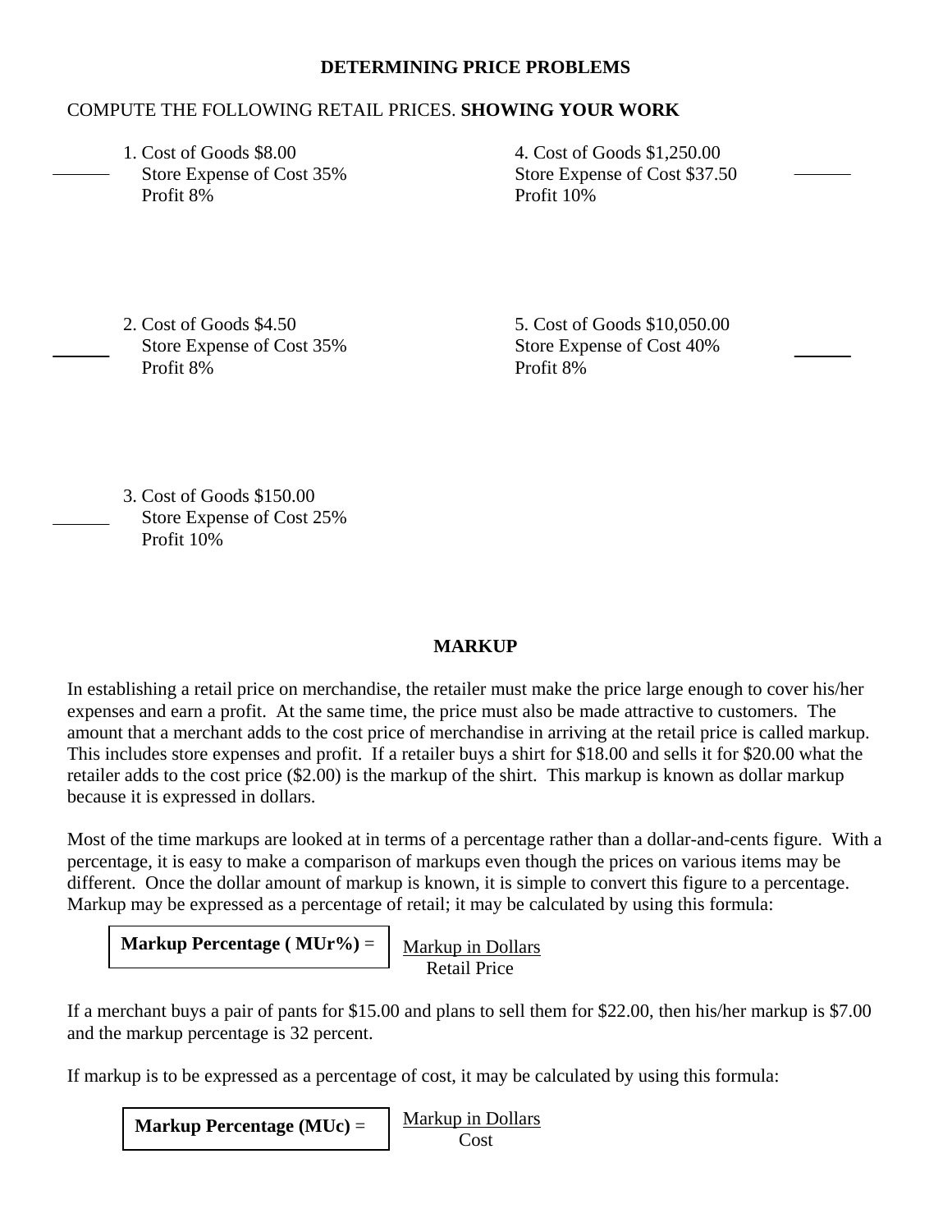## DETERMINING PRICE PROBLEMS

COMPUTE THE FOLLOWING RETAIL PRICES. **SHOWING YOUR WORK**

______ 1. Cost of Goods $8.00
Store Expense of Cost 35%
Profit 8%

______ 2. Cost of Goods $4.50
Store Expense of Cost 35%
Profit 8%

______ 3. Cost of Goods $150.00
Store Expense of Cost 25%
Profit 10%

4. Cost of Goods $1,250.00 ______
Store Expense of Cost $37.50
Profit 10%

5. Cost of Goods $10,050.00 ______
Store Expense of Cost 40%
Profit 8%

## MARKUP

In establishing a retail price on merchandise, the retailer must make the price large enough to cover his/her expenses and earn a profit. At the same time, the price must also be made attractive to customers. The amount that a merchant adds to the cost price of merchandise in arriving at the retail price is called markup. This includes store expenses and profit. If a retailer buys a shirt for $18.00 and sells it for $20.00 what the retailer adds to the cost price ($2.00) is the markup of the shirt. This markup is known as dollar markup because it is expressed in dollars.

Most of the time markups are looked at in terms of a percentage rather than a dollar-and-cents figure. With a percentage, it is easy to make a comparison of markups even though the prices on various items may be different. Once the dollar amount of markup is known, it is simple to convert this figure to a percentage. Markup may be expressed as a percentage of retail; it may be calculated by using this formula:

$$\textbf{Markup Percentage (MUr\%)} = \frac{\text{Markup in Dollars}}{\text{Retail Price}}$$

If a merchant buys a pair of pants for $15.00 and plans to sell them for $22.00, then his/her markup is $7.00 and the markup percentage is 32 percent.

If markup is to be expressed as a percentage of cost, it may be calculated by using this formula:

$$\textbf{Markup Percentage (MUc)} = \frac{\text{Markup in Dollars}}{\text{Cost}}$$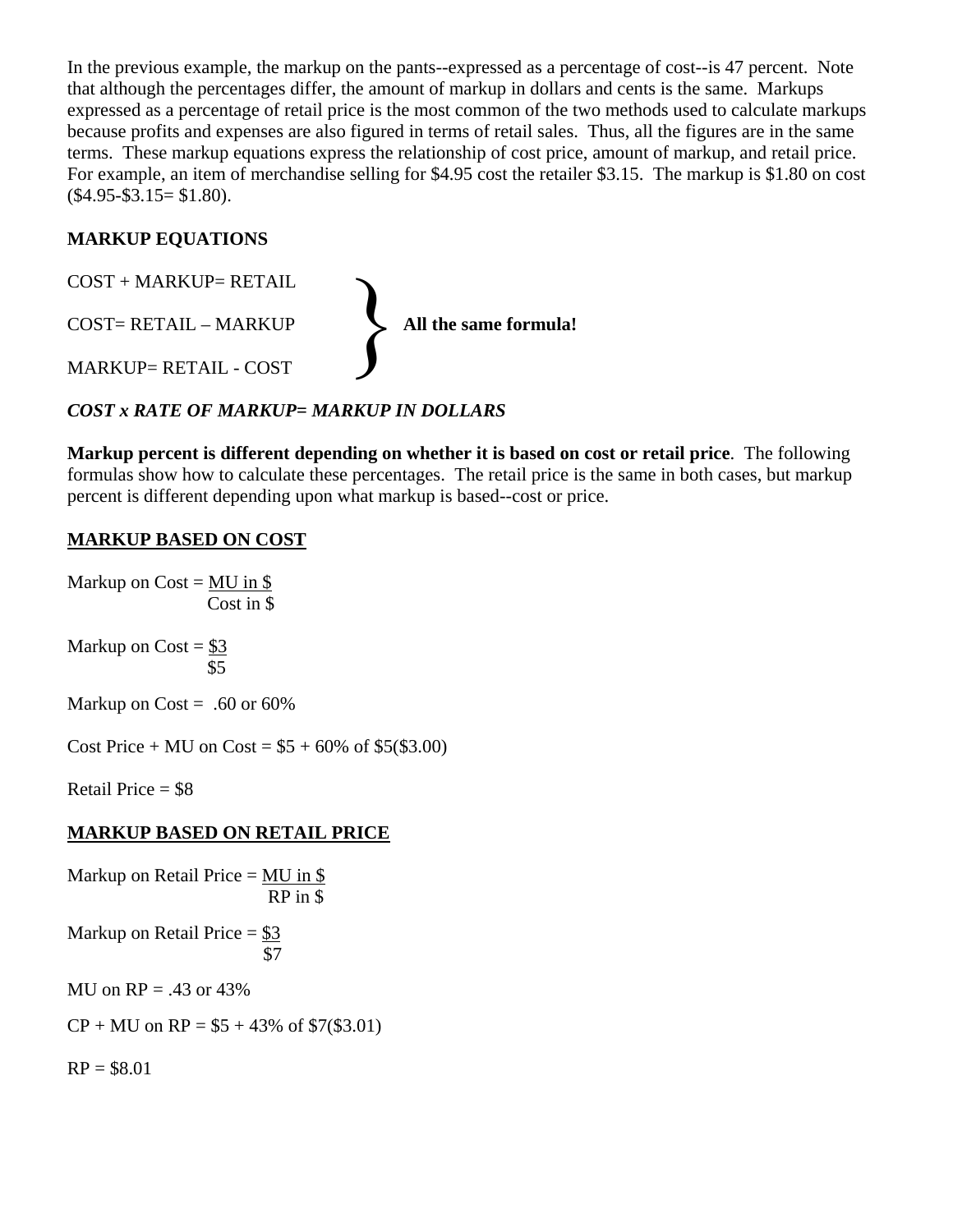In the previous example, the markup on the pants--expressed as a percentage of cost--is 47 percent. Note that although the percentages differ, the amount of markup in dollars and cents is the same. Markups expressed as a percentage of retail price is the most common of the two methods used to calculate markups because profits and expenses are also figured in terms of retail sales. Thus, all the figures are in the same terms. These markup equations express the relationship of cost price, amount of markup, and retail price. For example, an item of merchandise selling for $4.95 cost the retailer $3.15. The markup is $1.80 on cost ($4.95-$3.15= $1.80).

**MARKUP EQUATIONS**

COST + MARKUP= RETAIL

COST= RETAIL – MARKUP

MARKUP= RETAIL - COST

} **All the same formula!**

***COST x RATE OF MARKUP= MARKUP IN DOLLARS***

**Markup percent is different depending on whether it is based on cost or retail price**. The following formulas show how to calculate these percentages. The retail price is the same in both cases, but markup percent is different depending upon what markup is based--cost or price.

**MARKUP BASED ON COST**

$$\text{Markup on Cost} = \frac{\text{MU in \$}}{\text{Cost in \$}}$$

$$\text{Markup on Cost} = \frac{\$3}{\$5}$$

Markup on Cost = .60 or 60%

Cost Price + MU on Cost = $5 + 60% of $5($3.00)

Retail Price = $8

**MARKUP BASED ON RETAIL PRICE**

$$\text{Markup on Retail Price} = \frac{\text{MU in \$}}{\text{RP in \$}}$$

$$\text{Markup on Retail Price} = \frac{\$3}{\$7}$$

MU on RP = .43 or 43%

CP + MU on RP = $5 + 43% of $7($3.01)

RP = $8.01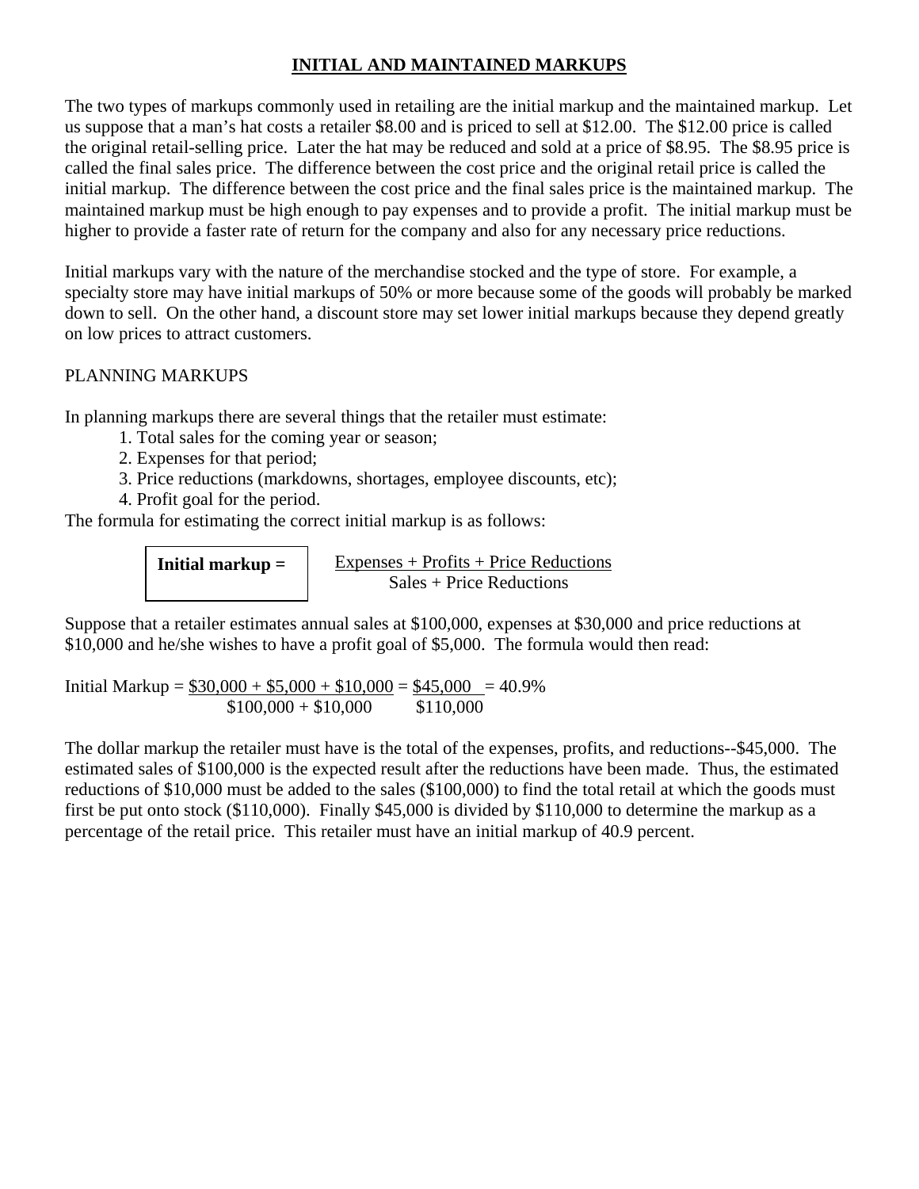# INITIAL AND MAINTAINED MARKUPS

The two types of markups commonly used in retailing are the initial markup and the maintained markup. Let us suppose that a man's hat costs a retailer \$8.00 and is priced to sell at \$12.00. The \$12.00 price is called the original retail-selling price. Later the hat may be reduced and sold at a price of \$8.95. The \$8.95 price is called the final sales price. The difference between the cost price and the original retail price is called the initial markup. The difference between the cost price and the final sales price is the maintained markup. The maintained markup must be high enough to pay expenses and to provide a profit. The initial markup must be higher to provide a faster rate of return for the company and also for any necessary price reductions.

Initial markups vary with the nature of the merchandise stocked and the type of store. For example, a specialty store may have initial markups of 50% or more because some of the goods will probably be marked down to sell. On the other hand, a discount store may set lower initial markups because they depend greatly on low prices to attract customers.

## PLANNING MARKUPS

In planning markups there are several things that the retailer must estimate:

1. Total sales for the coming year or season;
2. Expenses for that period;
3. Price reductions (markdowns, shortages, employee discounts, etc);
4. Profit goal for the period.

The formula for estimating the correct initial markup is as follows:

$$\textbf{Initial markup} = \frac{\text{Expenses + Profits + Price Reductions}}{\text{Sales + Price Reductions}}$$

Suppose that a retailer estimates annual sales at \$100,000, expenses at \$30,000 and price reductions at \$10,000 and he/she wishes to have a profit goal of \$5,000. The formula would then read:

$$\text{Initial Markup} = \frac{\$30{,}000 + \$5{,}000 + \$10{,}000}{\$100{,}000 + \$10{,}000} = \frac{\$45{,}000}{\$110{,}000} = 40.9\%$$

The dollar markup the retailer must have is the total of the expenses, profits, and reductions--\$45,000. The estimated sales of \$100,000 is the expected result after the reductions have been made. Thus, the estimated reductions of \$10,000 must be added to the sales (\$100,000) to find the total retail at which the goods must first be put onto stock (\$110,000). Finally \$45,000 is divided by \$110,000 to determine the markup as a percentage of the retail price. This retailer must have an initial markup of 40.9 percent.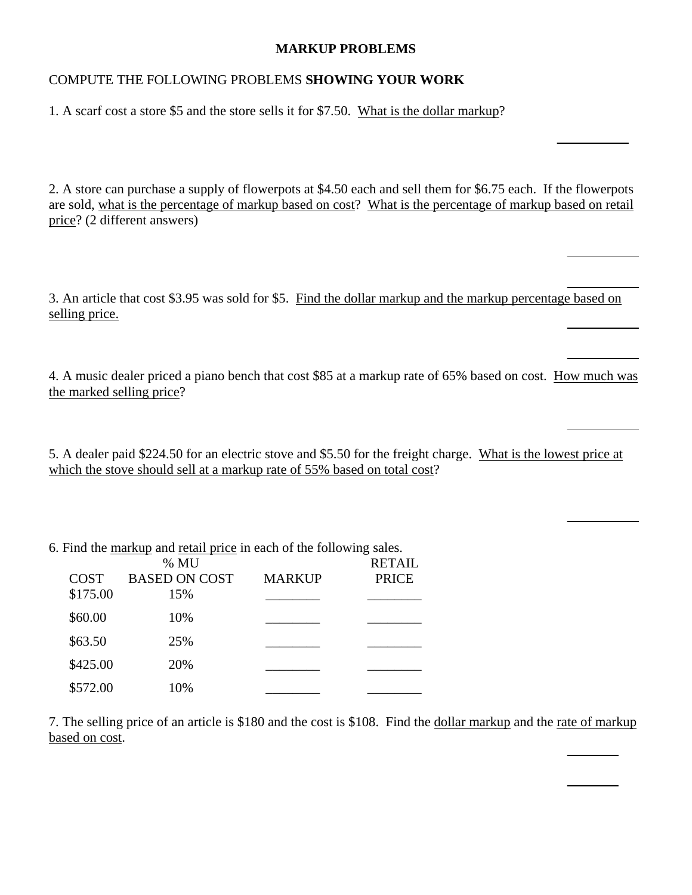# MARKUP PROBLEMS

COMPUTE THE FOLLOWING PROBLEMS **SHOWING YOUR WORK**

1. A scarf cost a store $5 and the store sells it for $7.50. What is the dollar markup?

\_\_\_\_\_\_\_\_\_\_

2. A store can purchase a supply of flowerpots at $4.50 each and sell them for $6.75 each. If the flowerpots are sold, what is the percentage of markup based on cost? What is the percentage of markup based on retail price? (2 different answers)

\_\_\_\_\_\_\_\_\_\_

\_\_\_\_\_\_\_\_\_\_

3. An article that cost $3.95 was sold for $5. Find the dollar markup and the markup percentage based on selling price.

\_\_\_\_\_\_\_\_\_\_

\_\_\_\_\_\_\_\_\_\_

4. A music dealer priced a piano bench that cost $85 at a markup rate of 65% based on cost. How much was the marked selling price?

\_\_\_\_\_\_\_\_\_\_

5. A dealer paid $224.50 for an electric stove and $5.50 for the freight charge. What is the lowest price at which the stove should sell at a markup rate of 55% based on total cost?

\_\_\_\_\_\_\_\_\_\_

6. Find the markup and retail price in each of the following sales.

| COST | % MU BASED ON COST | MARKUP | RETAIL PRICE |
|---|---|---|---|
| $175.00 | 15% | \_\_\_\_\_\_\_\_ | \_\_\_\_\_\_\_\_ |
| $60.00 | 10% | \_\_\_\_\_\_\_\_ | \_\_\_\_\_\_\_\_ |
| $63.50 | 25% | \_\_\_\_\_\_\_\_ | \_\_\_\_\_\_\_\_ |
| $425.00 | 20% | \_\_\_\_\_\_\_\_ | \_\_\_\_\_\_\_\_ |
| $572.00 | 10% | \_\_\_\_\_\_\_\_ | \_\_\_\_\_\_\_\_ |

7. The selling price of an article is $180 and the cost is $108. Find the dollar markup and the rate of markup based on cost.

\_\_\_\_\_\_\_\_

\_\_\_\_\_\_\_\_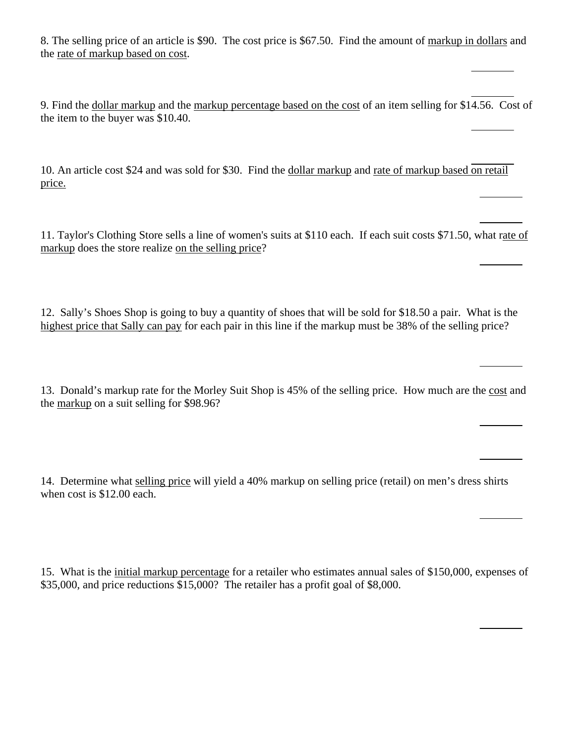8. The selling price of an article is $90. The cost price is $67.50. Find the amount of markup in dollars and the rate of markup based on cost.

________

________

9. Find the dollar markup and the markup percentage based on the cost of an item selling for $14.56. Cost of the item to the buyer was $10.40.

________

________

10. An article cost $24 and was sold for $30. Find the dollar markup and rate of markup based on retail price.

________

________

11. Taylor's Clothing Store sells a line of women's suits at $110 each. If each suit costs $71.50, what rate of markup does the store realize on the selling price?

________

12. Sally's Shoes Shop is going to buy a quantity of shoes that will be sold for $18.50 a pair. What is the highest price that Sally can pay for each pair in this line if the markup must be 38% of the selling price?

________

13. Donald's markup rate for the Morley Suit Shop is 45% of the selling price. How much are the cost and the markup on a suit selling for $98.96?

________

________

14. Determine what selling price will yield a 40% markup on selling price (retail) on men's dress shirts when cost is $12.00 each.

________

15. What is the initial markup percentage for a retailer who estimates annual sales of $150,000, expenses of $35,000, and price reductions $15,000? The retailer has a profit goal of $8,000.

________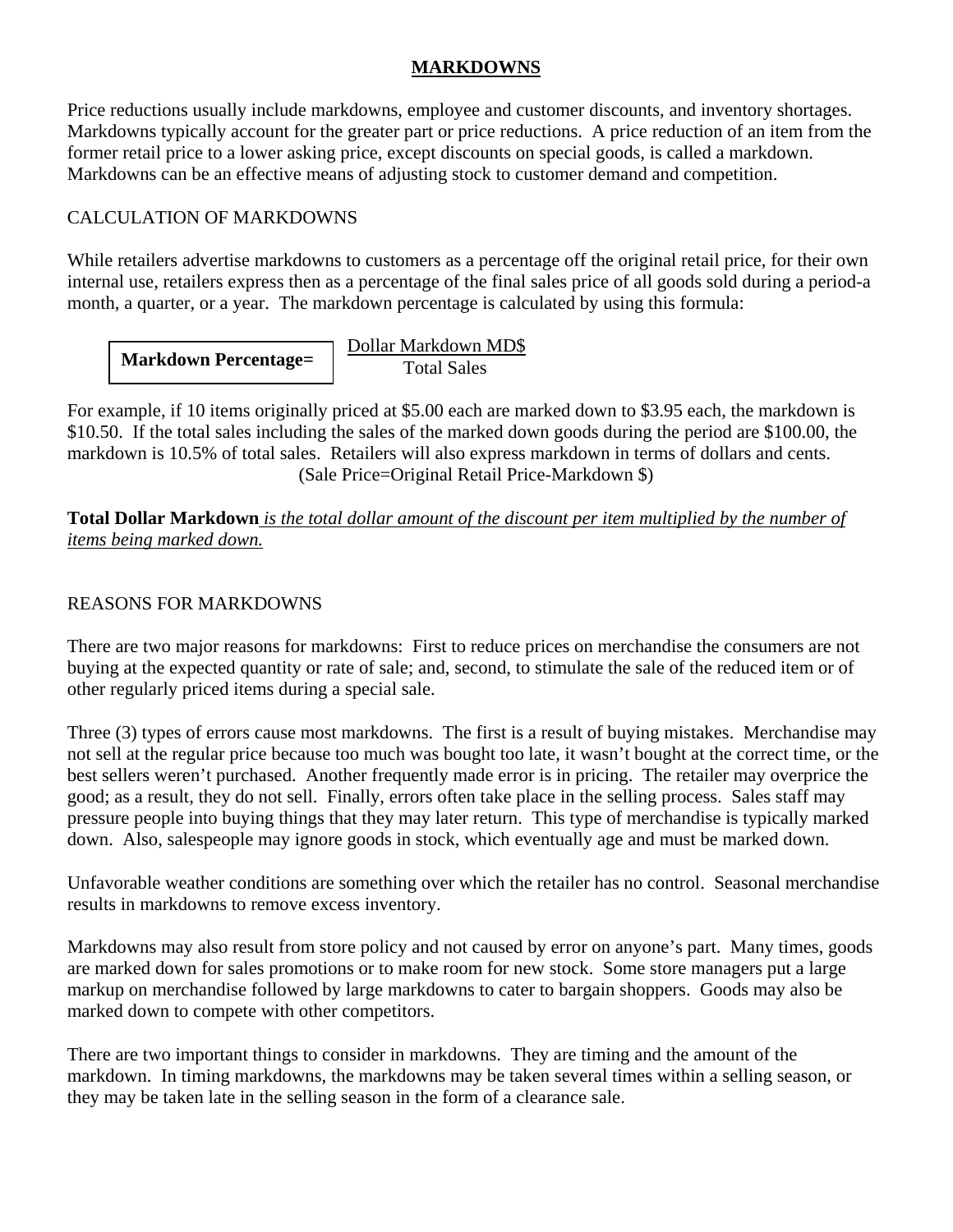# MARKDOWNS

Price reductions usually include markdowns, employee and customer discounts, and inventory shortages. Markdowns typically account for the greater part or price reductions. A price reduction of an item from the former retail price to a lower asking price, except discounts on special goods, is called a markdown. Markdowns can be an effective means of adjusting stock to customer demand and competition.

## CALCULATION OF MARKDOWNS

While retailers advertise markdowns to customers as a percentage off the original retail price, for their own internal use, retailers express then as a percentage of the final sales price of all goods sold during a period-a month, a quarter, or a year. The markdown percentage is calculated by using this formula:

$$\textbf{Markdown Percentage=} \frac{\text{Dollar Markdown MD\$}}{\text{Total Sales}}$$

For example, if 10 items originally priced at $5.00 each are marked down to $3.95 each, the markdown is $10.50. If the total sales including the sales of the marked down goods during the period are $100.00, the markdown is 10.5% of total sales. Retailers will also express markdown in terms of dollars and cents.

(Sale Price=Original Retail Price-Markdown $)

**Total Dollar Markdown** *is the total dollar amount of the discount per item multiplied by the number of items being marked down.*

## REASONS FOR MARKDOWNS

There are two major reasons for markdowns: First to reduce prices on merchandise the consumers are not buying at the expected quantity or rate of sale; and, second, to stimulate the sale of the reduced item or of other regularly priced items during a special sale.

Three (3) types of errors cause most markdowns. The first is a result of buying mistakes. Merchandise may not sell at the regular price because too much was bought too late, it wasn't bought at the correct time, or the best sellers weren't purchased. Another frequently made error is in pricing. The retailer may overprice the good; as a result, they do not sell. Finally, errors often take place in the selling process. Sales staff may pressure people into buying things that they may later return. This type of merchandise is typically marked down. Also, salespeople may ignore goods in stock, which eventually age and must be marked down.

Unfavorable weather conditions are something over which the retailer has no control. Seasonal merchandise results in markdowns to remove excess inventory.

Markdowns may also result from store policy and not caused by error on anyone's part. Many times, goods are marked down for sales promotions or to make room for new stock. Some store managers put a large markup on merchandise followed by large markdowns to cater to bargain shoppers. Goods may also be marked down to compete with other competitors.

There are two important things to consider in markdowns. They are timing and the amount of the markdown. In timing markdowns, the markdowns may be taken several times within a selling season, or they may be taken late in the selling season in the form of a clearance sale.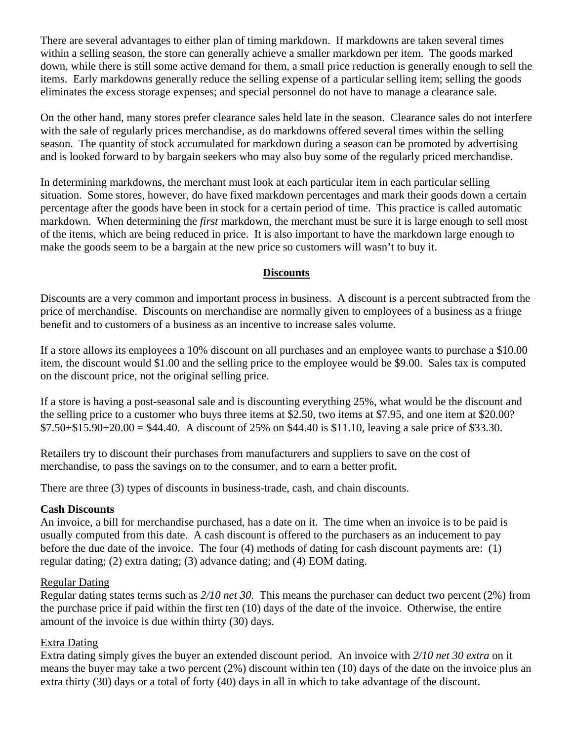There are several advantages to either plan of timing markdown. If markdowns are taken several times within a selling season, the store can generally achieve a smaller markdown per item. The goods marked down, while there is still some active demand for them, a small price reduction is generally enough to sell the items. Early markdowns generally reduce the selling expense of a particular selling item; selling the goods eliminates the excess storage expenses; and special personnel do not have to manage a clearance sale.

On the other hand, many stores prefer clearance sales held late in the season. Clearance sales do not interfere with the sale of regularly prices merchandise, as do markdowns offered several times within the selling season. The quantity of stock accumulated for markdown during a season can be promoted by advertising and is looked forward to by bargain seekers who may also buy some of the regularly priced merchandise.

In determining markdowns, the merchant must look at each particular item in each particular selling situation. Some stores, however, do have fixed markdown percentages and mark their goods down a certain percentage after the goods have been in stock for a certain period of time. This practice is called automatic markdown. When determining the *first* markdown, the merchant must be sure it is large enough to sell most of the items, which are being reduced in price. It is also important to have the markdown large enough to make the goods seem to be a bargain at the new price so customers will wasn't to buy it.

## Discounts

Discounts are a very common and important process in business. A discount is a percent subtracted from the price of merchandise. Discounts on merchandise are normally given to employees of a business as a fringe benefit and to customers of a business as an incentive to increase sales volume.

If a store allows its employees a 10% discount on all purchases and an employee wants to purchase a $10.00 item, the discount would $1.00 and the selling price to the employee would be $9.00. Sales tax is computed on the discount price, not the original selling price.

If a store is having a post-seasonal sale and is discounting everything 25%, what would be the discount and the selling price to a customer who buys three items at $2.50, two items at $7.95, and one item at $20.00? $7.50+$15.90+20.00 = $44.40. A discount of 25% on $44.40 is $11.10, leaving a sale price of $33.30.

Retailers try to discount their purchases from manufacturers and suppliers to save on the cost of merchandise, to pass the savings on to the consumer, and to earn a better profit.

There are three (3) types of discounts in business-trade, cash, and chain discounts.

**Cash Discounts**
An invoice, a bill for merchandise purchased, has a date on it. The time when an invoice is to be paid is usually computed from this date. A cash discount is offered to the purchasers as an inducement to pay before the due date of the invoice. The four (4) methods of dating for cash discount payments are: (1) regular dating; (2) extra dating; (3) advance dating; and (4) EOM dating.

Regular Dating
Regular dating states terms such as *2/10 net 30*. This means the purchaser can deduct two percent (2%) from the purchase price if paid within the first ten (10) days of the date of the invoice. Otherwise, the entire amount of the invoice is due within thirty (30) days.

Extra Dating
Extra dating simply gives the buyer an extended discount period. An invoice with *2/10 net 30 extra* on it means the buyer may take a two percent (2%) discount within ten (10) days of the date on the invoice plus an extra thirty (30) days or a total of forty (40) days in all in which to take advantage of the discount.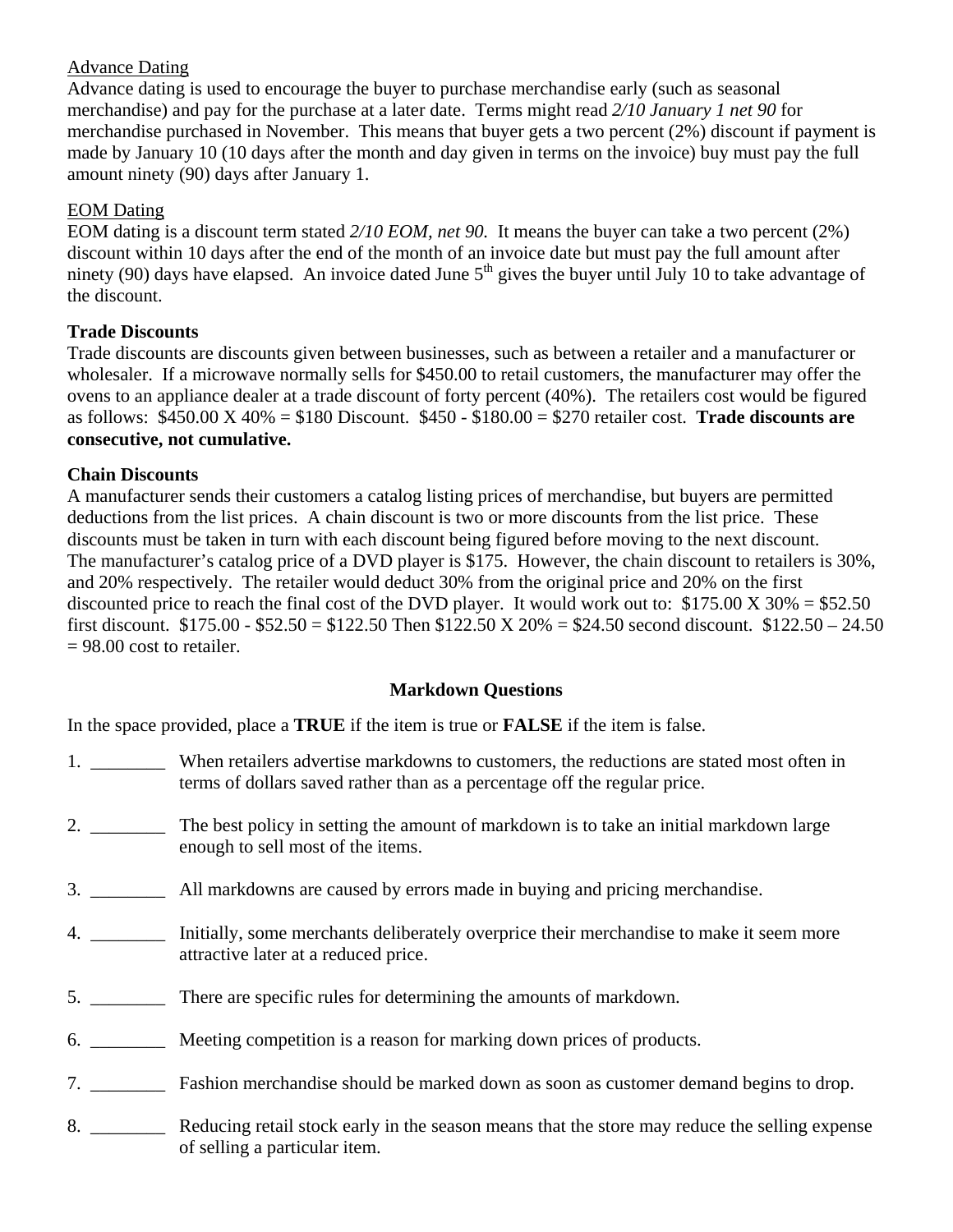Advance Dating

Advance dating is used to encourage the buyer to purchase merchandise early (such as seasonal merchandise) and pay for the purchase at a later date. Terms might read *2/10 January 1 net 90* for merchandise purchased in November. This means that buyer gets a two percent (2%) discount if payment is made by January 10 (10 days after the month and day given in terms on the invoice) buy must pay the full amount ninety (90) days after January 1.

EOM Dating

EOM dating is a discount term stated *2/10 EOM, net 90.* It means the buyer can take a two percent (2%) discount within 10 days after the end of the month of an invoice date but must pay the full amount after ninety (90) days have elapsed. An invoice dated June 5th gives the buyer until July 10 to take advantage of the discount.

**Trade Discounts**

Trade discounts are discounts given between businesses, such as between a retailer and a manufacturer or wholesaler. If a microwave normally sells for $450.00 to retail customers, the manufacturer may offer the ovens to an appliance dealer at a trade discount of forty percent (40%). The retailers cost would be figured as follows: $450.00 X 40% = $180 Discount. $450 - $180.00 = $270 retailer cost. **Trade discounts are consecutive, not cumulative.**

**Chain Discounts**

A manufacturer sends their customers a catalog listing prices of merchandise, but buyers are permitted deductions from the list prices. A chain discount is two or more discounts from the list price. These discounts must be taken in turn with each discount being figured before moving to the next discount. The manufacturer's catalog price of a DVD player is $175. However, the chain discount to retailers is 30%, and 20% respectively. The retailer would deduct 30% from the original price and 20% on the first discounted price to reach the final cost of the DVD player. It would work out to: $175.00 X 30% = $52.50 first discount. $175.00 - $52.50 = $122.50 Then $122.50 X 20% = $24.50 second discount. $122.50 – 24.50 = 98.00 cost to retailer.

**Markdown Questions**

In the space provided, place a **TRUE** if the item is true or **FALSE** if the item is false.

1. ________ When retailers advertise markdowns to customers, the reductions are stated most often in terms of dollars saved rather than as a percentage off the regular price.

2. ________ The best policy in setting the amount of markdown is to take an initial markdown large enough to sell most of the items.

3. ________ All markdowns are caused by errors made in buying and pricing merchandise.

4. ________ Initially, some merchants deliberately overprice their merchandise to make it seem more attractive later at a reduced price.

5. ________ There are specific rules for determining the amounts of markdown.

6. ________ Meeting competition is a reason for marking down prices of products.

7. ________ Fashion merchandise should be marked down as soon as customer demand begins to drop.

8. ________ Reducing retail stock early in the season means that the store may reduce the selling expense of selling a particular item.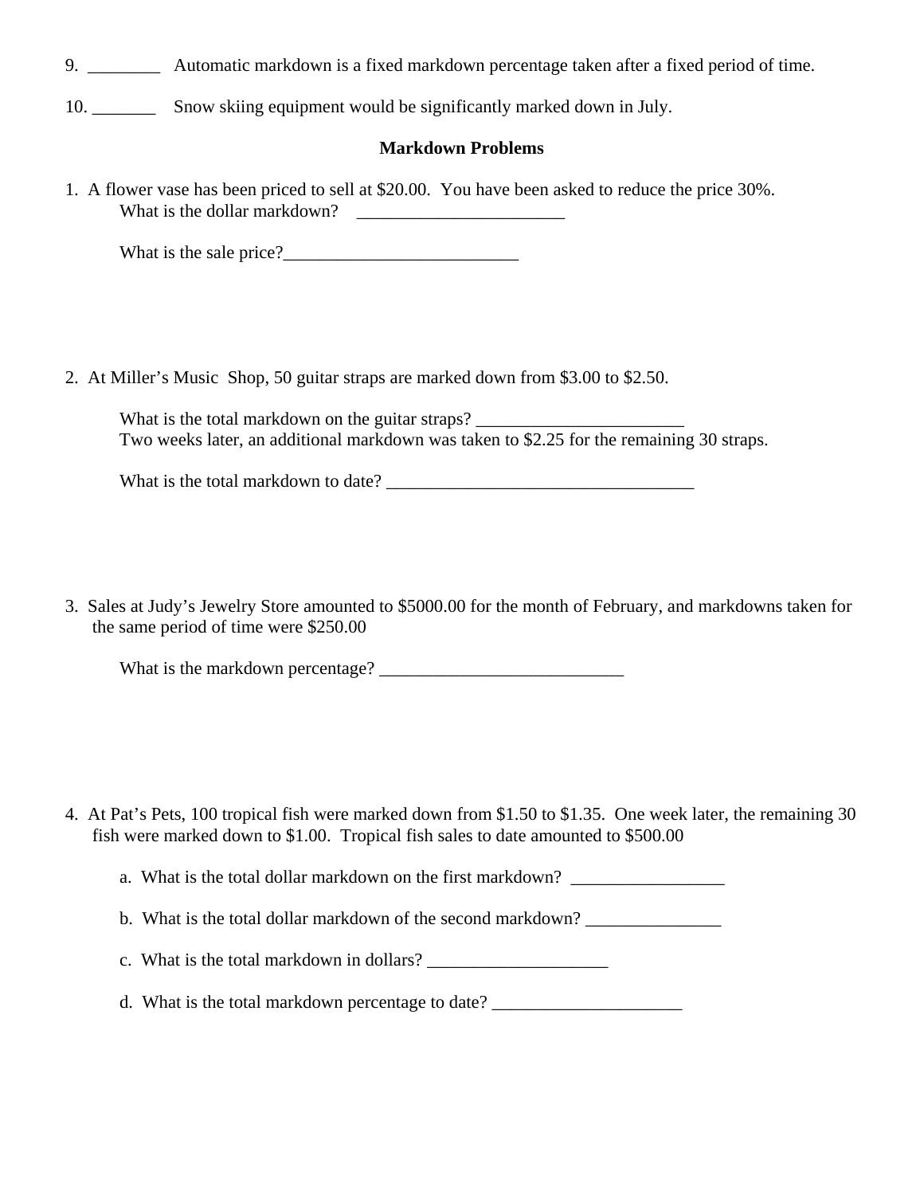9. ________ Automatic markdown is a fixed markdown percentage taken after a fixed period of time.

10. _______ Snow skiing equipment would be significantly marked down in July.

**Markdown Problems**

1. A flower vase has been priced to sell at $20.00. You have been asked to reduce the price 30%.

   What is the dollar markdown? _______________________

   What is the sale price?__________________________

2. At Miller's Music Shop, 50 guitar straps are marked down from $3.00 to $2.50.

   What is the total markdown on the guitar straps? _______________________

   Two weeks later, an additional markdown was taken to $2.25 for the remaining 30 straps.

   What is the total markdown to date? __________________________________

3. Sales at Judy's Jewelry Store amounted to $5000.00 for the month of February, and markdowns taken for the same period of time were $250.00

   What is the markdown percentage? ___________________________

4. At Pat's Pets, 100 tropical fish were marked down from $1.50 to $1.35. One week later, the remaining 30 fish were marked down to $1.00. Tropical fish sales to date amounted to $500.00

   a. What is the total dollar markdown on the first markdown? _________________

   b. What is the total dollar markdown of the second markdown? _______________

   c. What is the total markdown in dollars? ____________________

   d. What is the total markdown percentage to date? _____________________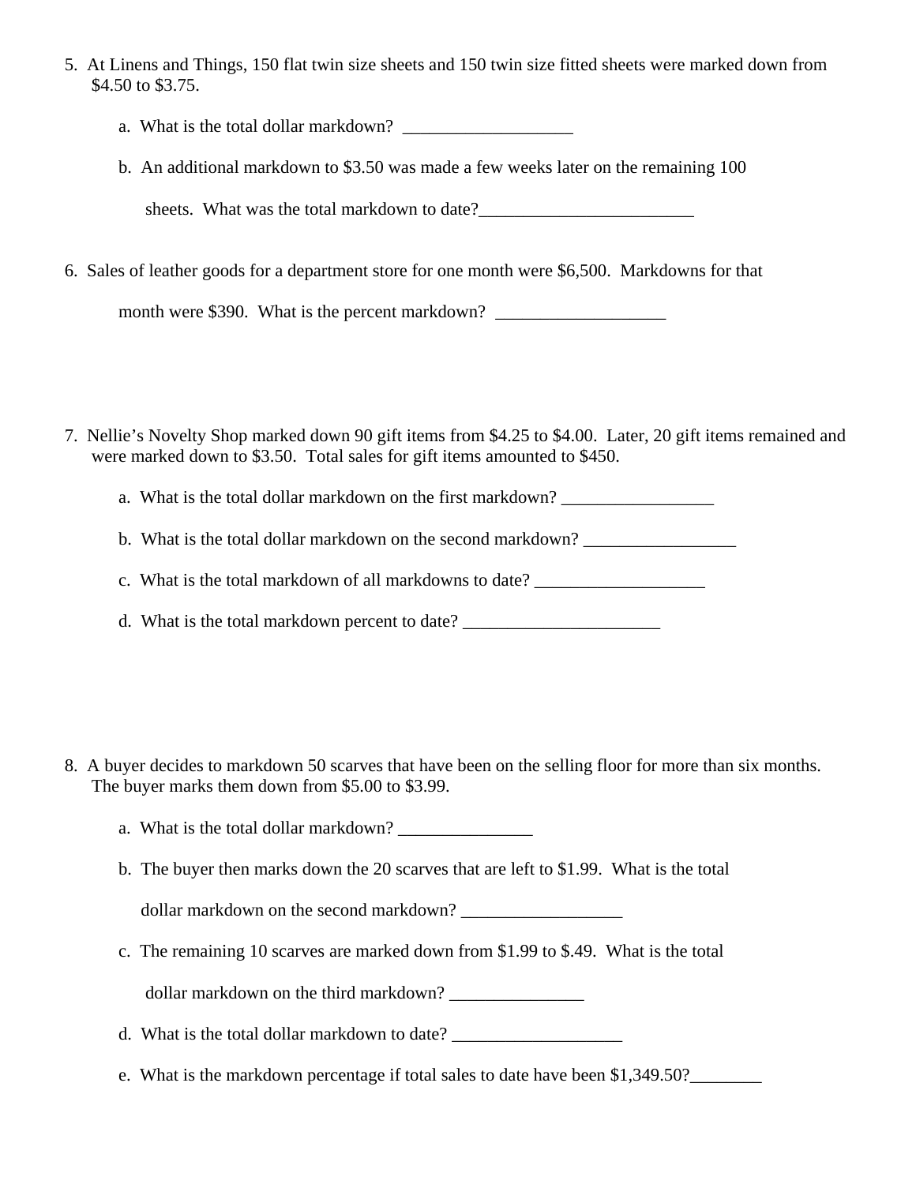5. At Linens and Things, 150 flat twin size sheets and 150 twin size fitted sheets were marked down from $4.50 to $3.75.

   a. What is the total dollar markdown? ___________________

   b. An additional markdown to $3.50 was made a few weeks later on the remaining 100 sheets. What was the total markdown to date?________________________

6. Sales of leather goods for a department store for one month were $6,500. Markdowns for that month were $390. What is the percent markdown? ___________________

7. Nellie's Novelty Shop marked down 90 gift items from $4.25 to $4.00. Later, 20 gift items remained and were marked down to $3.50. Total sales for gift items amounted to $450.

   a. What is the total dollar markdown on the first markdown? _________________

   b. What is the total dollar markdown on the second markdown? _________________

   c. What is the total markdown of all markdowns to date? ___________________

   d. What is the total markdown percent to date? ______________________

8. A buyer decides to markdown 50 scarves that have been on the selling floor for more than six months. The buyer marks them down from $5.00 to $3.99.

   a. What is the total dollar markdown? _______________

   b. The buyer then marks down the 20 scarves that are left to $1.99. What is the total dollar markdown on the second markdown? __________________

   c. The remaining 10 scarves are marked down from $1.99 to $.49. What is the total dollar markdown on the third markdown? _______________

   d. What is the total dollar markdown to date? ___________________

   e. What is the markdown percentage if total sales to date have been $1,349.50?________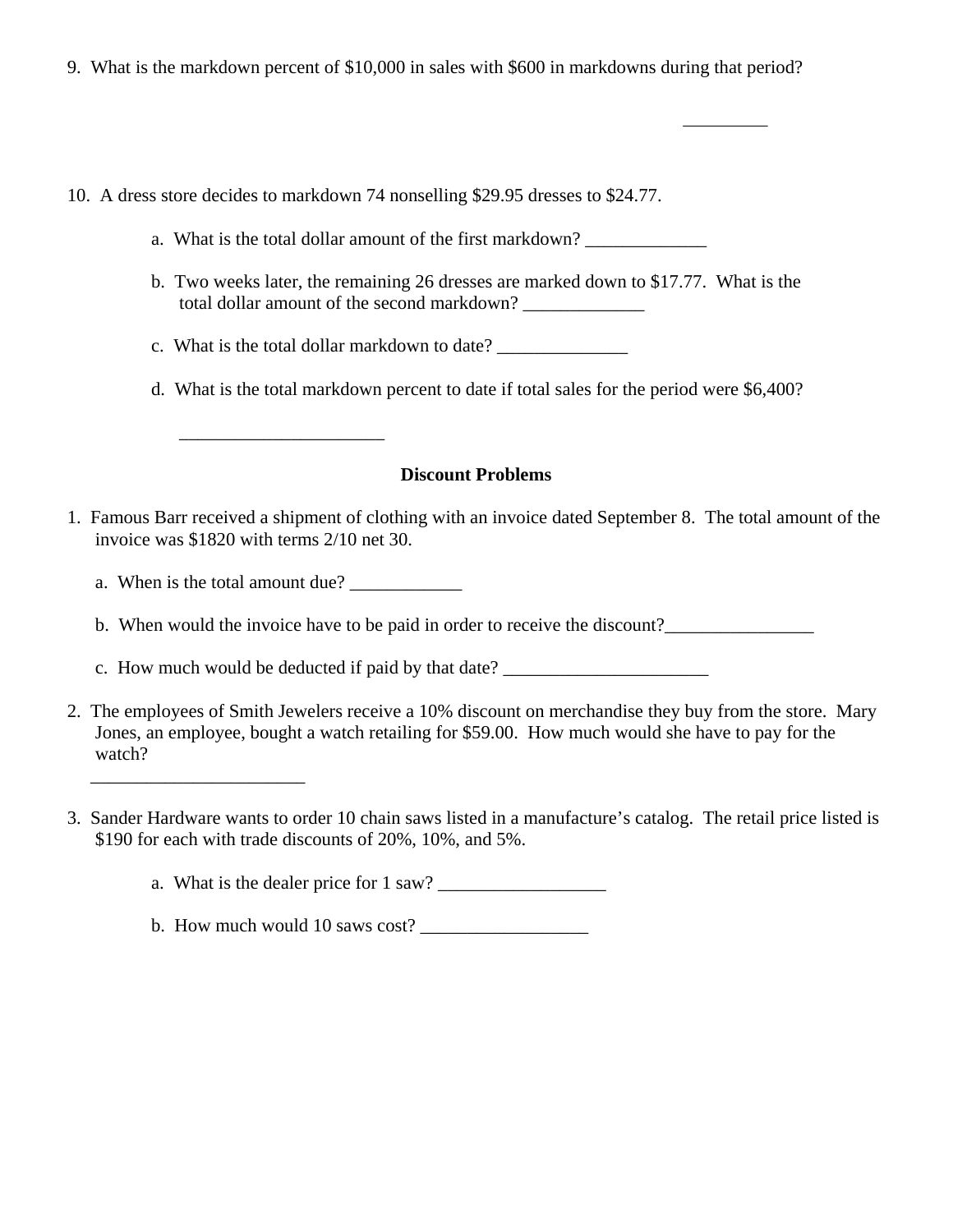9. What is the markdown percent of $10,000 in sales with $600 in markdowns during that period?

_________

10. A dress store decides to markdown 74 nonselling $29.95 dresses to $24.77.

    a. What is the total dollar amount of the first markdown? _____________

    b. Two weeks later, the remaining 26 dresses are marked down to $17.77. What is the total dollar amount of the second markdown? _____________

    c. What is the total dollar markdown to date? ______________

    d. What is the total markdown percent to date if total sales for the period were $6,400?

    ______________________

### Discount Problems

1. Famous Barr received a shipment of clothing with an invoice dated September 8. The total amount of the invoice was $1820 with terms 2/10 net 30.

    a. When is the total amount due? ____________

    b. When would the invoice have to be paid in order to receive the discount?________________

    c. How much would be deducted if paid by that date? ______________________

2. The employees of Smith Jewelers receive a 10% discount on merchandise they buy from the store. Mary Jones, an employee, bought a watch retailing for $59.00. How much would she have to pay for the watch?

    _______________________

3. Sander Hardware wants to order 10 chain saws listed in a manufacture's catalog. The retail price listed is $190 for each with trade discounts of 20%, 10%, and 5%.

    a. What is the dealer price for 1 saw? __________________

    b. How much would 10 saws cost? __________________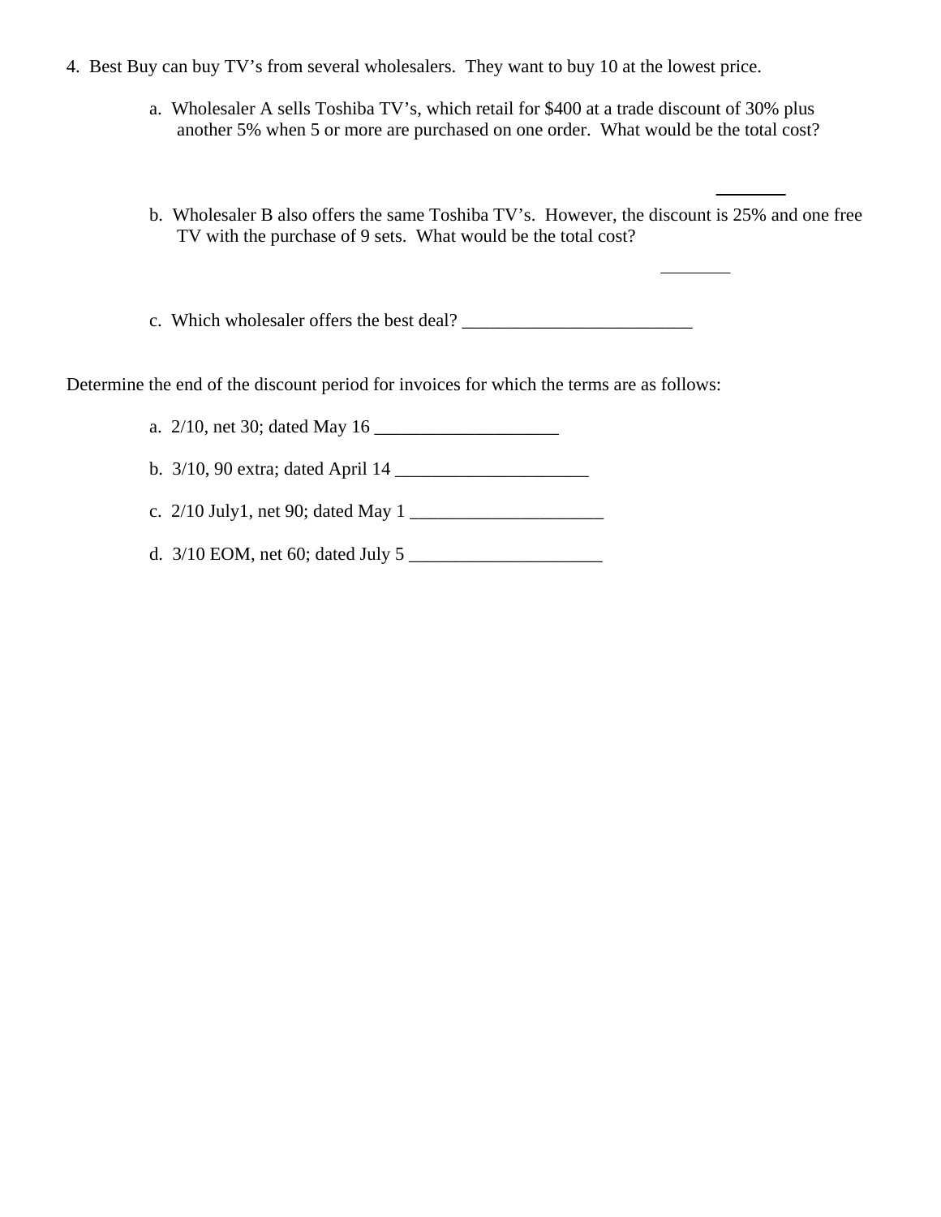4. Best Buy can buy TV's from several wholesalers. They want to buy 10 at the lowest price.

   a. Wholesaler A sells Toshiba TV's, which retail for $400 at a trade discount of 30% plus another 5% when 5 or more are purchased on one order. What would be the total cost?

   ________

   b. Wholesaler B also offers the same Toshiba TV's. However, the discount is 25% and one free TV with the purchase of 9 sets. What would be the total cost?

   ________

   c. Which wholesaler offers the best deal? _________________________

Determine the end of the discount period for invoices for which the terms are as follows:

   a. 2/10, net 30; dated May 16 ____________________

   b. 3/10, 90 extra; dated April 14 _____________________

   c. 2/10 July1, net 90; dated May 1 _____________________

   d. 3/10 EOM, net 60; dated July 5 _____________________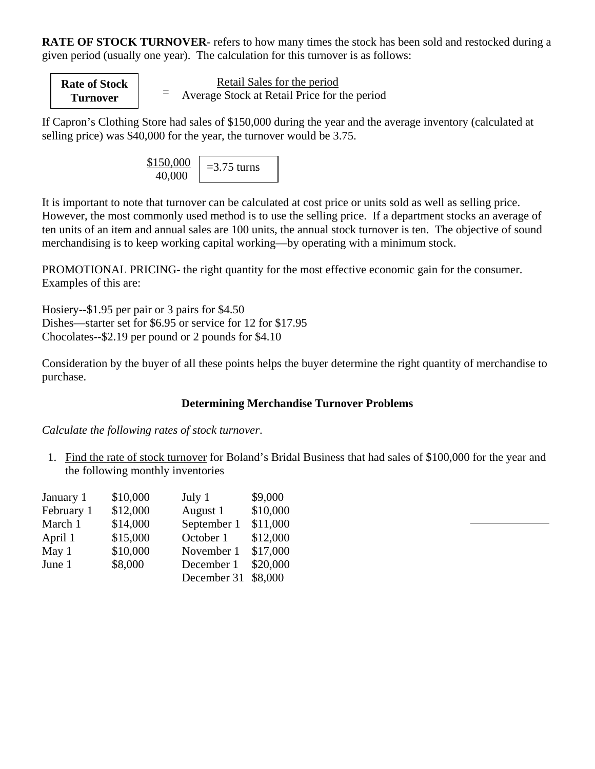**RATE OF STOCK TURNOVER**- refers to how many times the stock has been sold and restocked during a given period (usually one year). The calculation for this turnover is as follows:

$$\textbf{Rate of Stock Turnover} = \frac{\text{Retail Sales for the period}}{\text{Average Stock at Retail Price for the period}}$$

If Capron's Clothing Store had sales of $150,000 during the year and the average inventory (calculated at selling price) was $40,000 for the year, the turnover would be 3.75.

$$\frac{\$150{,}000}{40{,}000} = 3.75 \text{ turns}$$

It is important to note that turnover can be calculated at cost price or units sold as well as selling price. However, the most commonly used method is to use the selling price. If a department stocks an average of ten units of an item and annual sales are 100 units, the annual stock turnover is ten. The objective of sound merchandising is to keep working capital working—by operating with a minimum stock.

PROMOTIONAL PRICING- the right quantity for the most effective economic gain for the consumer. Examples of this are:

Hosiery--$1.95 per pair or 3 pairs for $4.50
Dishes—starter set for $6.95 or service for 12 for $17.95
Chocolates--$2.19 per pound or 2 pounds for $4.10

Consideration by the buyer of all these points helps the buyer determine the right quantity of merchandise to purchase.

### Determining Merchandise Turnover Problems

*Calculate the following rates of stock turnover*.

1. Find the rate of stock turnover for Boland's Bridal Business that had sales of $100,000 for the year and the following monthly inventories

| | | | |
|---|---|---|---|
| January 1 | $10,000 | July 1 | $9,000 |
| February 1 | $12,000 | August 1 | $10,000 |
| March 1 | $14,000 | September 1 | $11,000 |
| April 1 | $15,000 | October 1 | $12,000 |
| May 1 | $10,000 | November 1 | $17,000 |
| June 1 | $8,000 | December 1 | $20,000 |
| | | December 31 | $8,000 |

\_\_\_\_\_\_\_\_\_\_\_\_\_\_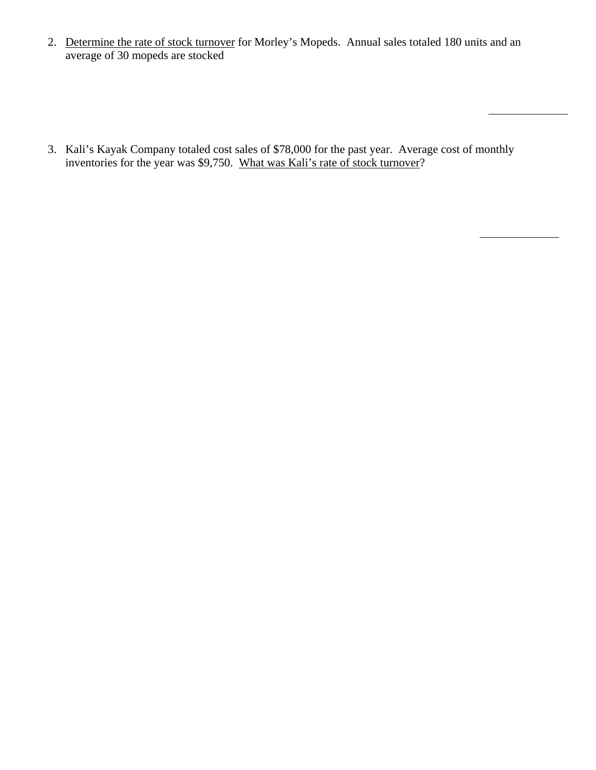2. <u>Determine the rate of stock turnover</u> for Morley's Mopeds. Annual sales totaled 180 units and an average of 30 mopeds are stocked

_______________

3. Kali's Kayak Company totaled cost sales of $78,000 for the past year. Average cost of monthly inventories for the year was $9,750. <u>What was Kali's rate of stock turnover</u>?

_______________